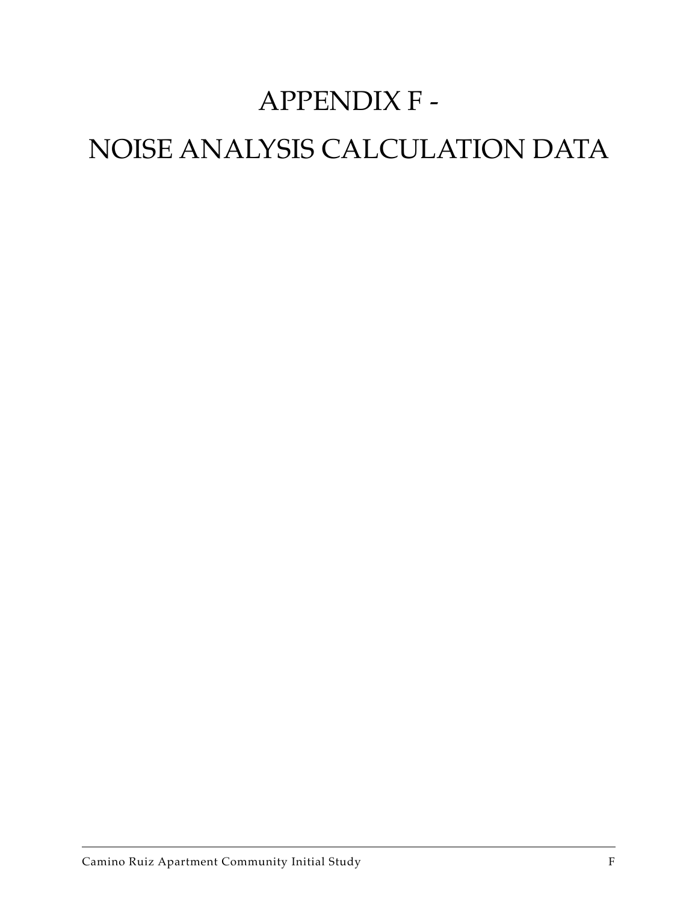# APPENDIX F -

# NOISE ANALYSIS CALCULATION DATA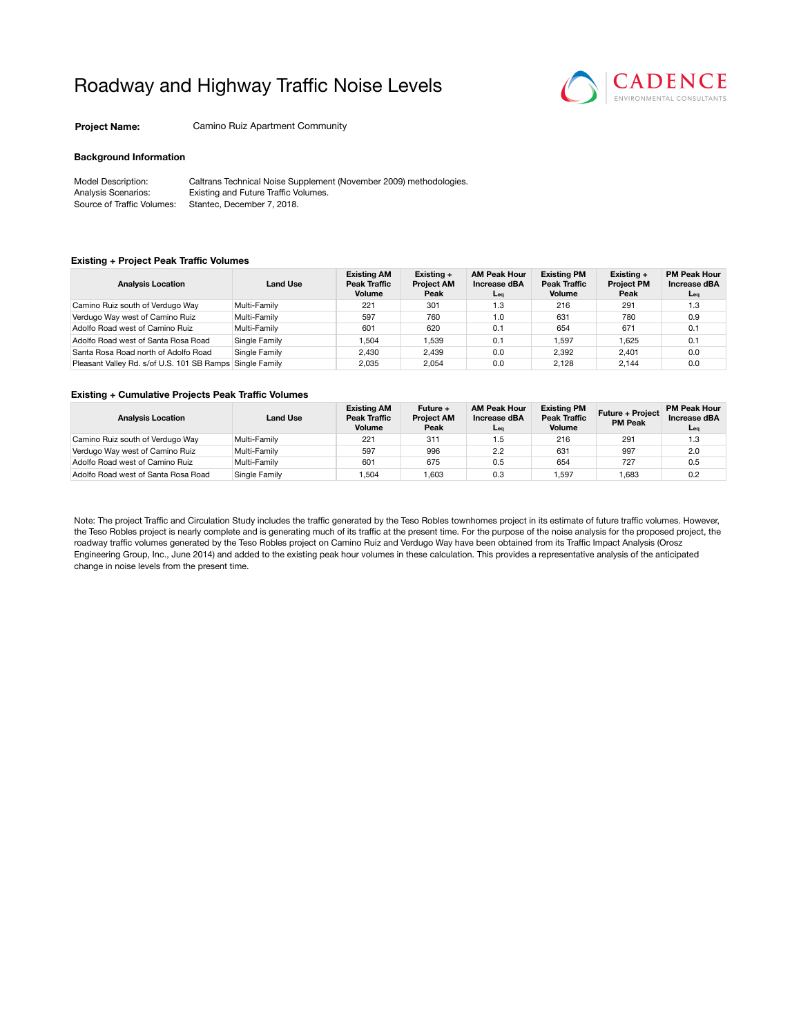# Roadway and Highway Traffic Noise Levels

CADENCE
ENVIRONMENTAL CONSULTANTS

**Project Name:** Camino Ruiz Apartment Community

### Background Information

Model Description: Caltrans Technical Noise Supplement (November 2009) methodologies.
Analysis Scenarios: Existing and Future Traffic Volumes.
Source of Traffic Volumes: Stantec, December 7, 2018.

### Existing + Project Peak Traffic Volumes

| Analysis Location | Land Use | Existing AM Peak Traffic Volume | Existing + Project AM Peak | AM Peak Hour Increase dBA $L_{eq}$ | Existing PM Peak Traffic Volume | Existing + Project PM Peak | PM Peak Hour Increase dBA $L_{eq}$ |
|---|---|---|---|---|---|---|---|
| Camino Ruiz south of Verdugo Way | Multi-Family | 221 | 301 | 1.3 | 216 | 291 | 1.3 |
| Verdugo Way west of Camino Ruiz | Multi-Family | 597 | 760 | 1.0 | 631 | 780 | 0.9 |
| Adolfo Road west of Camino Ruiz | Multi-Family | 601 | 620 | 0.1 | 654 | 671 | 0.1 |
| Adolfo Road west of Santa Rosa Road | Single Family | 1,504 | 1,539 | 0.1 | 1,597 | 1,625 | 0.1 |
| Santa Rosa Road north of Adolfo Road | Single Family | 2,430 | 2,439 | 0.0 | 2,392 | 2,401 | 0.0 |
| Pleasant Valley Rd. s/of U.S. 101 SB Ramps | Single Family | 2,035 | 2,054 | 0.0 | 2,128 | 2,144 | 0.0 |

### Existing + Cumulative Projects Peak Traffic Volumes

| Analysis Location | Land Use | Existing AM Peak Traffic Volume | Future + Project AM Peak | AM Peak Hour Increase dBA $L_{eq}$ | Existing PM Peak Traffic Volume | Future + Project PM Peak | PM Peak Hour Increase dBA $L_{eq}$ |
|---|---|---|---|---|---|---|---|
| Camino Ruiz south of Verdugo Way | Multi-Family | 221 | 311 | 1.5 | 216 | 291 | 1.3 |
| Verdugo Way west of Camino Ruiz | Multi-Family | 597 | 996 | 2.2 | 631 | 997 | 2.0 |
| Adolfo Road west of Camino Ruiz | Multi-Family | 601 | 675 | 0.5 | 654 | 727 | 0.5 |
| Adolfo Road west of Santa Rosa Road | Single Family | 1,504 | 1,603 | 0.3 | 1,597 | 1,683 | 0.2 |

Note: The project Traffic and Circulation Study includes the traffic generated by the Teso Robles townhomes project in its estimate of future traffic volumes. However, the Teso Robles project is nearly complete and is generating much of its traffic at the present time. For the purpose of the noise analysis for the proposed project, the roadway traffic volumes generated by the Teso Robles project on Camino Ruiz and Verdugo Way have been obtained from its Traffic Impact Analysis (Orosz Engineering Group, Inc., June 2014) and added to the existing peak hour volumes in these calculation. This provides a representative analysis of the anticipated change in noise levels from the present time.